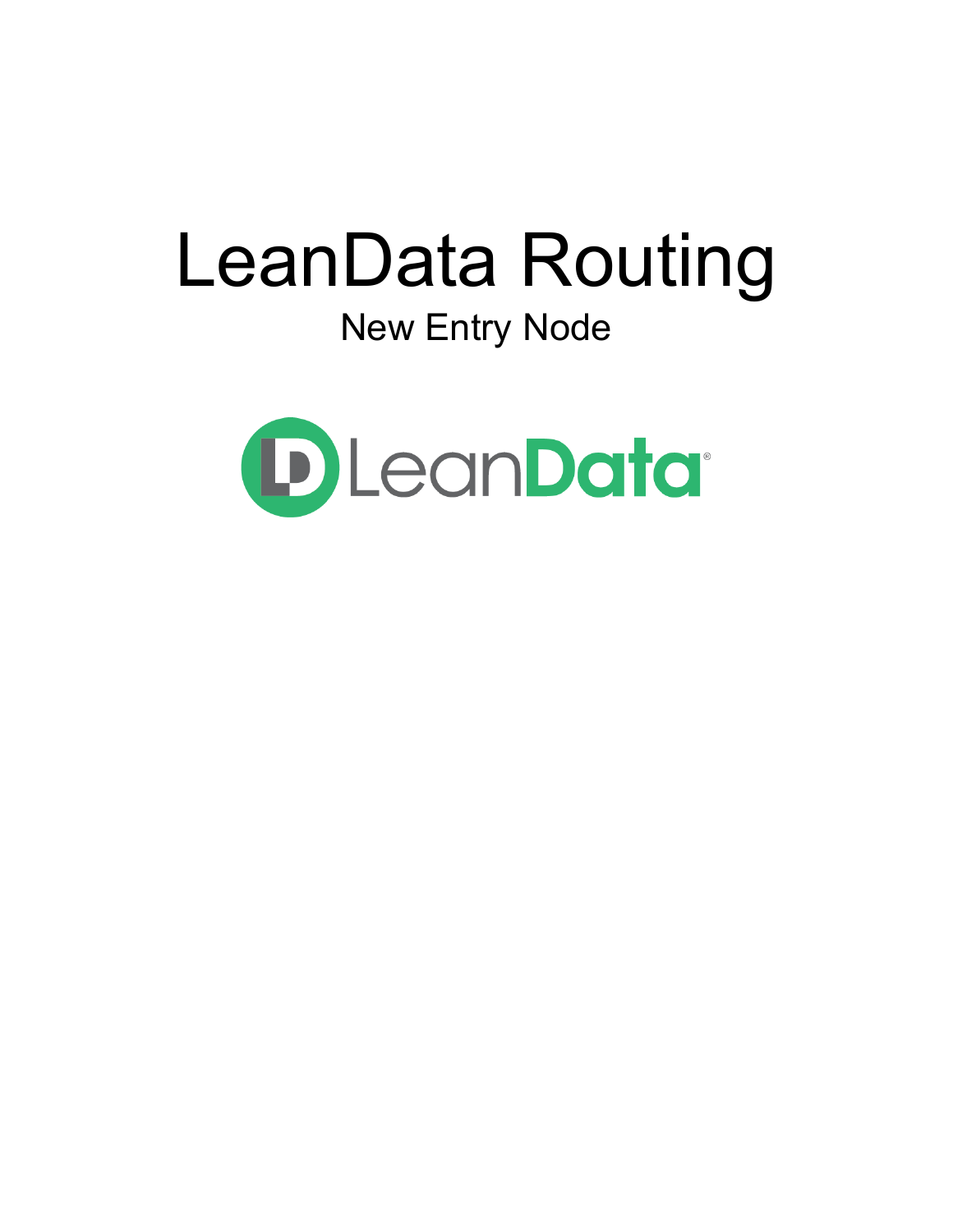# LeanData Routing

## New Entry Node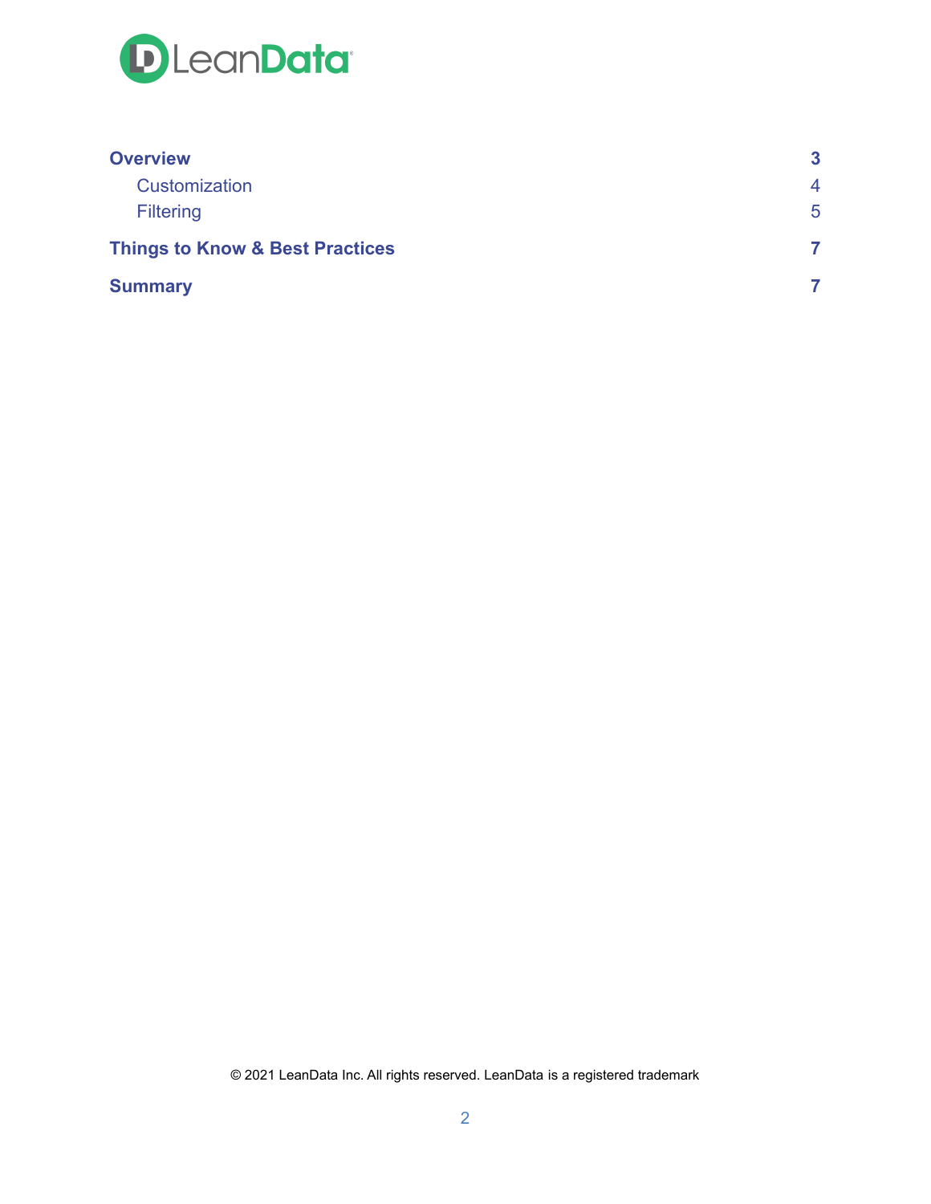| | |
|---|---|
| **Overview** | **3** |
| Customization | 4 |
| Filtering | 5 |
| **Things to Know & Best Practices** | **7** |
| **Summary** | **7** |

© 2021 LeanData Inc. All rights reserved. LeanData is a registered trademark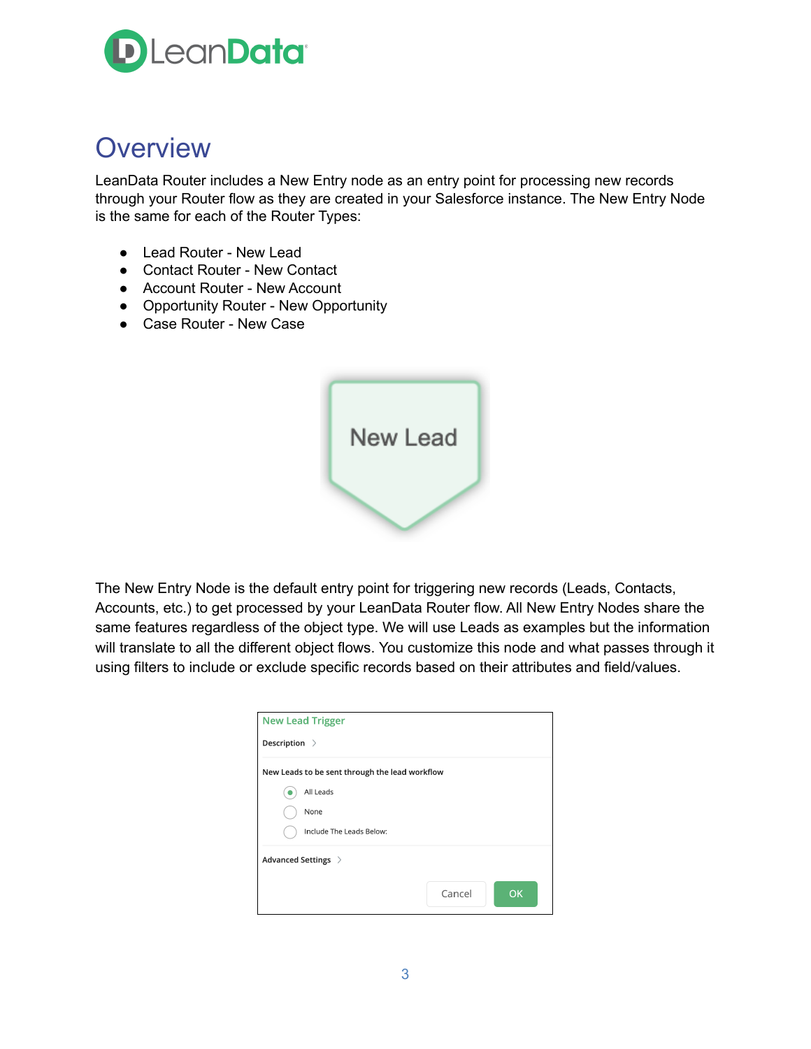# Overview

LeanData Router includes a New Entry node as an entry point for processing new records through your Router flow as they are created in your Salesforce instance. The New Entry Node is the same for each of the Router Types:

- Lead Router - New Lead
- Contact Router - New Contact
- Account Router - New Account
- Opportunity Router - New Opportunity
- Case Router - New Case

New Lead

The New Entry Node is the default entry point for triggering new records (Leads, Contacts, Accounts, etc.) to get processed by your LeanData Router flow. All New Entry Nodes share the same features regardless of the object type. We will use Leads as examples but the information will translate to all the different object flows. You customize this node and what passes through it using filters to include or exclude specific records based on their attributes and field/values.

New Lead Trigger

Description

New Leads to be sent through the lead workflow

- All Leads
- None
- Include The Leads Below:

Advanced Settings

Cancel OK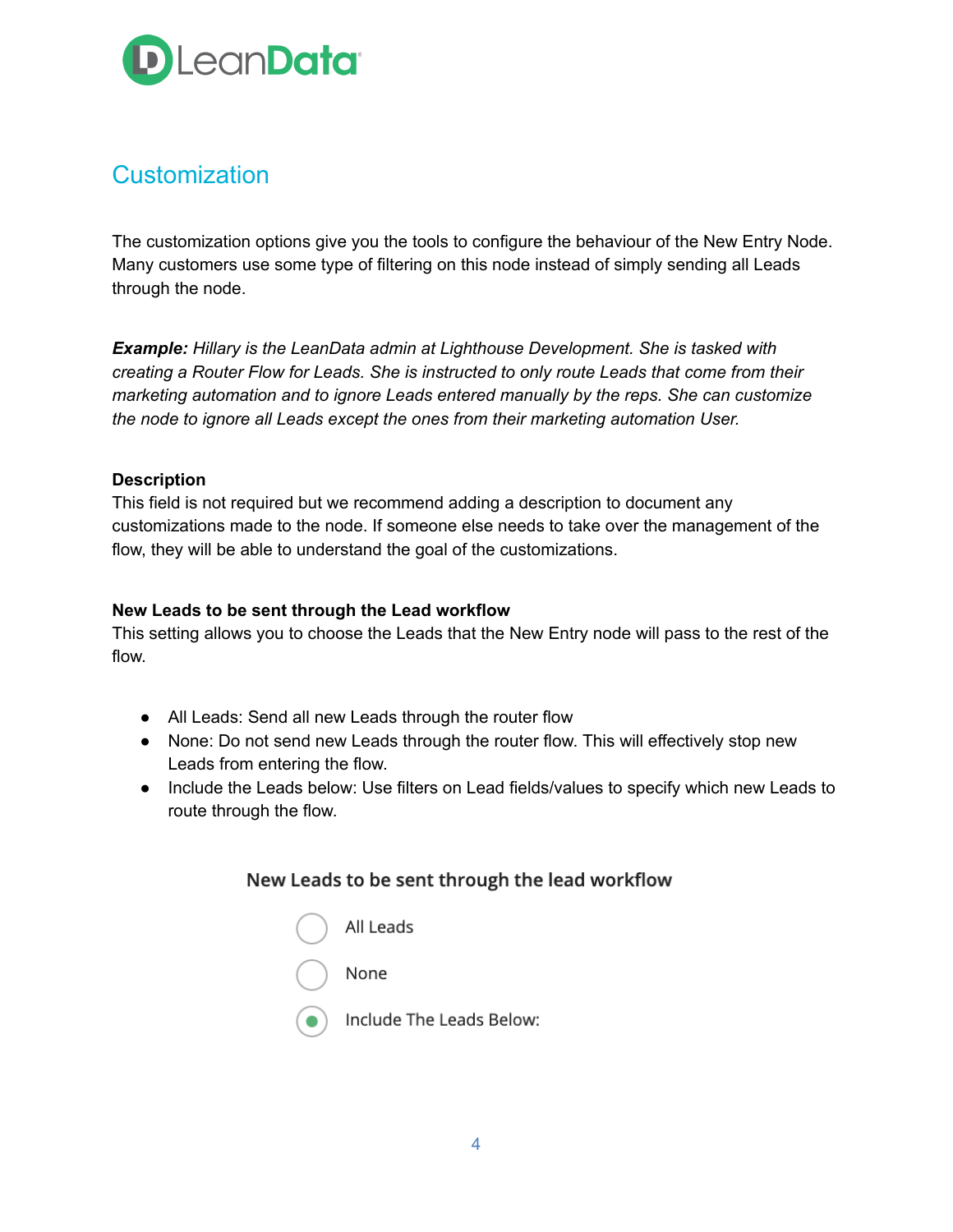## Customization

The customization options give you the tools to configure the behaviour of the New Entry Node. Many customers use some type of filtering on this node instead of simply sending all Leads through the node.

***Example:*** *Hillary is the LeanData admin at Lighthouse Development. She is tasked with creating a Router Flow for Leads. She is instructed to only route Leads that come from their marketing automation and to ignore Leads entered manually by the reps. She can customize the node to ignore all Leads except the ones from their marketing automation User.*

**Description**

This field is not required but we recommend adding a description to document any customizations made to the node. If someone else needs to take over the management of the flow, they will be able to understand the goal of the customizations.

**New Leads to be sent through the Lead workflow**

This setting allows you to choose the Leads that the New Entry node will pass to the rest of the flow.

- All Leads: Send all new Leads through the router flow
- None: Do not send new Leads through the router flow. This will effectively stop new Leads from entering the flow.
- Include the Leads below: Use filters on Lead fields/values to specify which new Leads to route through the flow.

New Leads to be sent through the lead workflow

- ○ All Leads
- ○ None
- ◉ Include The Leads Below: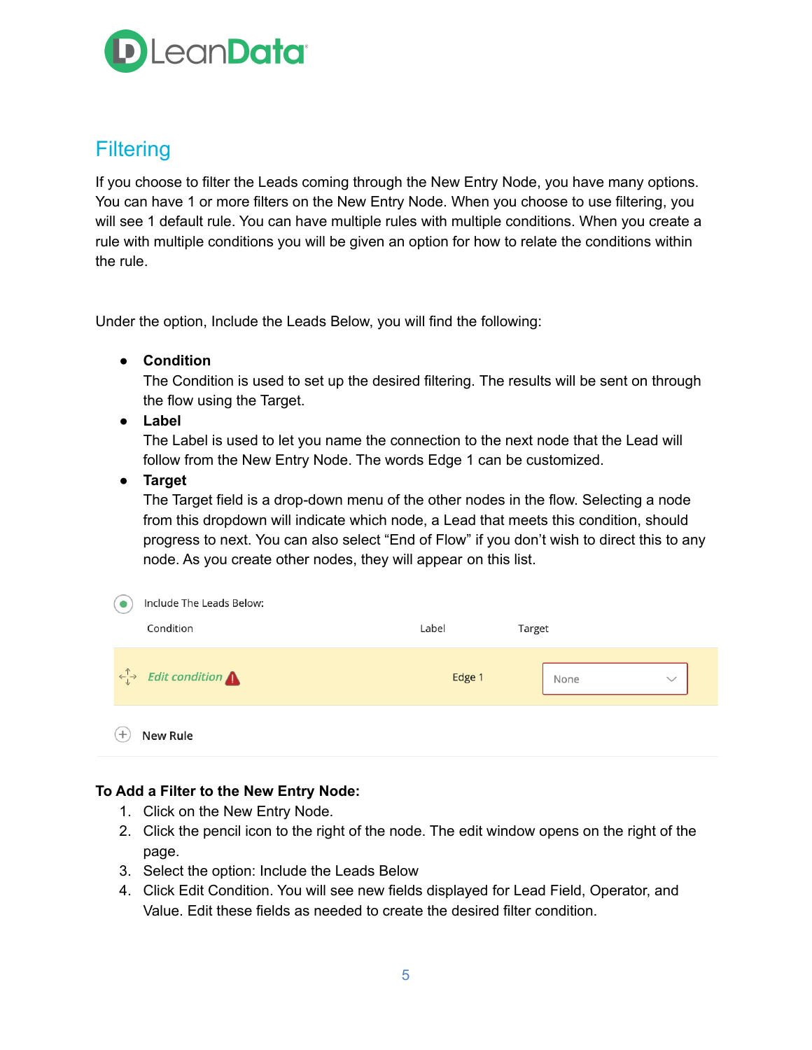## Filtering

If you choose to filter the Leads coming through the New Entry Node, you have many options. You can have 1 or more filters on the New Entry Node. When you choose to use filtering, you will see 1 default rule. You can have multiple rules with multiple conditions. When you create a rule with multiple conditions you will be given an option for how to relate the conditions within the rule.

Under the option, Include the Leads Below, you will find the following:

- **Condition**
  The Condition is used to set up the desired filtering. The results will be sent on through the flow using the Target.
- **Label**
  The Label is used to let you name the connection to the next node that the Lead will follow from the New Entry Node. The words Edge 1 can be customized.
- **Target**
  The Target field is a drop-down menu of the other nodes in the flow. Selecting a node from this dropdown will indicate which node, a Lead that meets this condition, should progress to next. You can also select "End of Flow" if you don't wish to direct this to any node. As you create other nodes, they will appear on this list.

Include The Leads Below:

| Condition | Label | Target |
| --- | --- | --- |
| Edit condition | Edge 1 | None |

New Rule

**To Add a Filter to the New Entry Node:**

1. Click on the New Entry Node.
2. Click the pencil icon to the right of the node. The edit window opens on the right of the page.
3. Select the option: Include the Leads Below
4. Click Edit Condition. You will see new fields displayed for Lead Field, Operator, and Value. Edit these fields as needed to create the desired filter condition.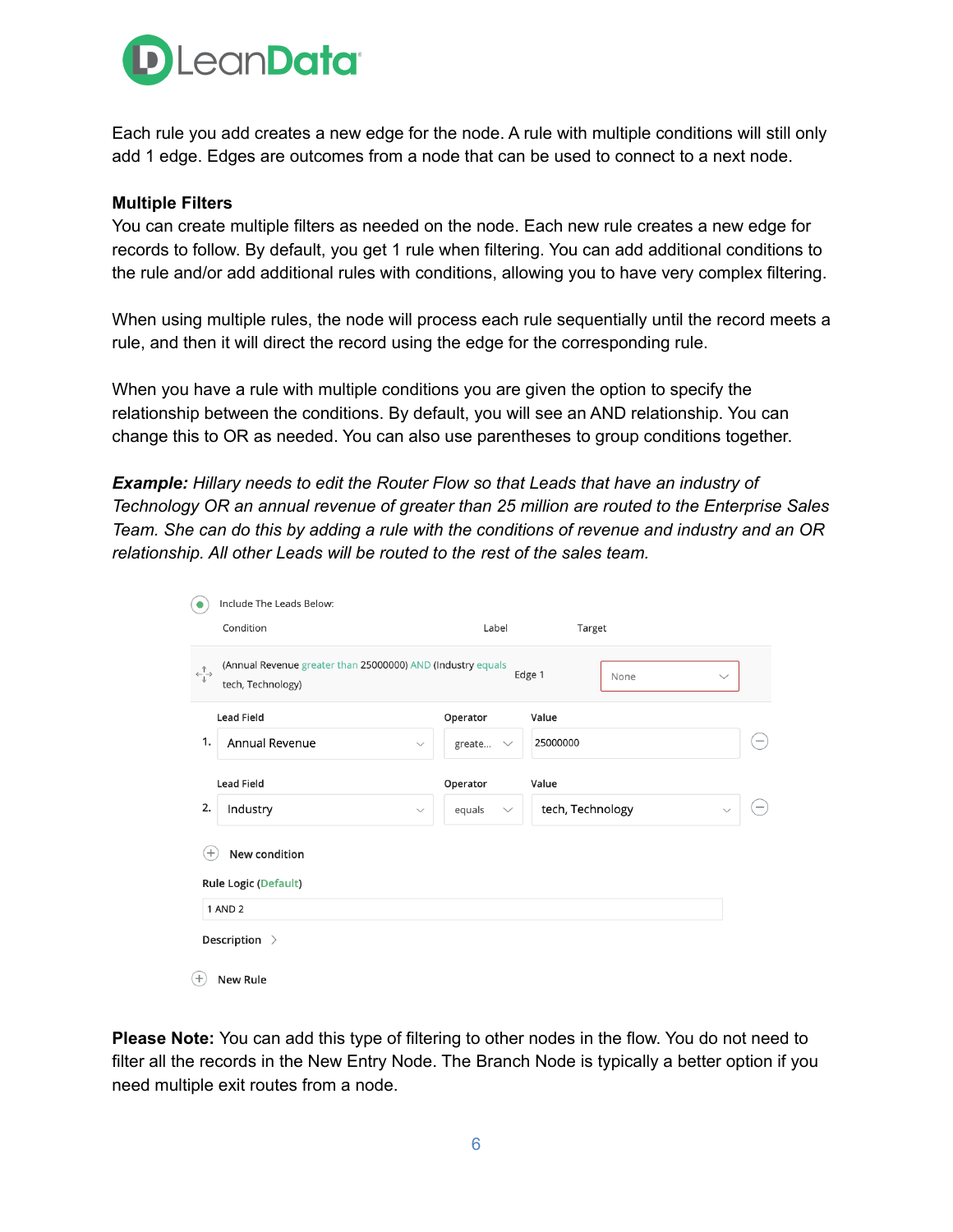Each rule you add creates a new edge for the node. A rule with multiple conditions will still only add 1 edge. Edges are outcomes from a node that can be used to connect to a next node.

**Multiple Filters**

You can create multiple filters as needed on the node. Each new rule creates a new edge for records to follow. By default, you get 1 rule when filtering. You can add additional conditions to the rule and/or add additional rules with conditions, allowing you to have very complex filtering.

When using multiple rules, the node will process each rule sequentially until the record meets a rule, and then it will direct the record using the edge for the corresponding rule.

When you have a rule with multiple conditions you are given the option to specify the relationship between the conditions. By default, you will see an AND relationship. You can change this to OR as needed. You can also use parentheses to group conditions together.

***Example:*** *Hillary needs to edit the Router Flow so that Leads that have an industry of Technology OR an annual revenue of greater than 25 million are routed to the Enterprise Sales Team. She can do this by adding a rule with the conditions of revenue and industry and an OR relationship. All other Leads will be routed to the rest of the sales team.*

Include The Leads Below:

| Condition | Label | Target |
|---|---|---|
| (Annual Revenue greater than 25000000) AND (Industry equals tech, Technology) | Edge 1 | None |

| | Lead Field | Operator | Value |
|---|---|---|---|
| 1. | Annual Revenue | greate... | 25000000 |
| 2. | Industry | equals | tech, Technology |

New condition

Rule Logic (Default)

1 AND 2

Description

New Rule

**Please Note:** You can add this type of filtering to other nodes in the flow. You do not need to filter all the records in the New Entry Node. The Branch Node is typically a better option if you need multiple exit routes from a node.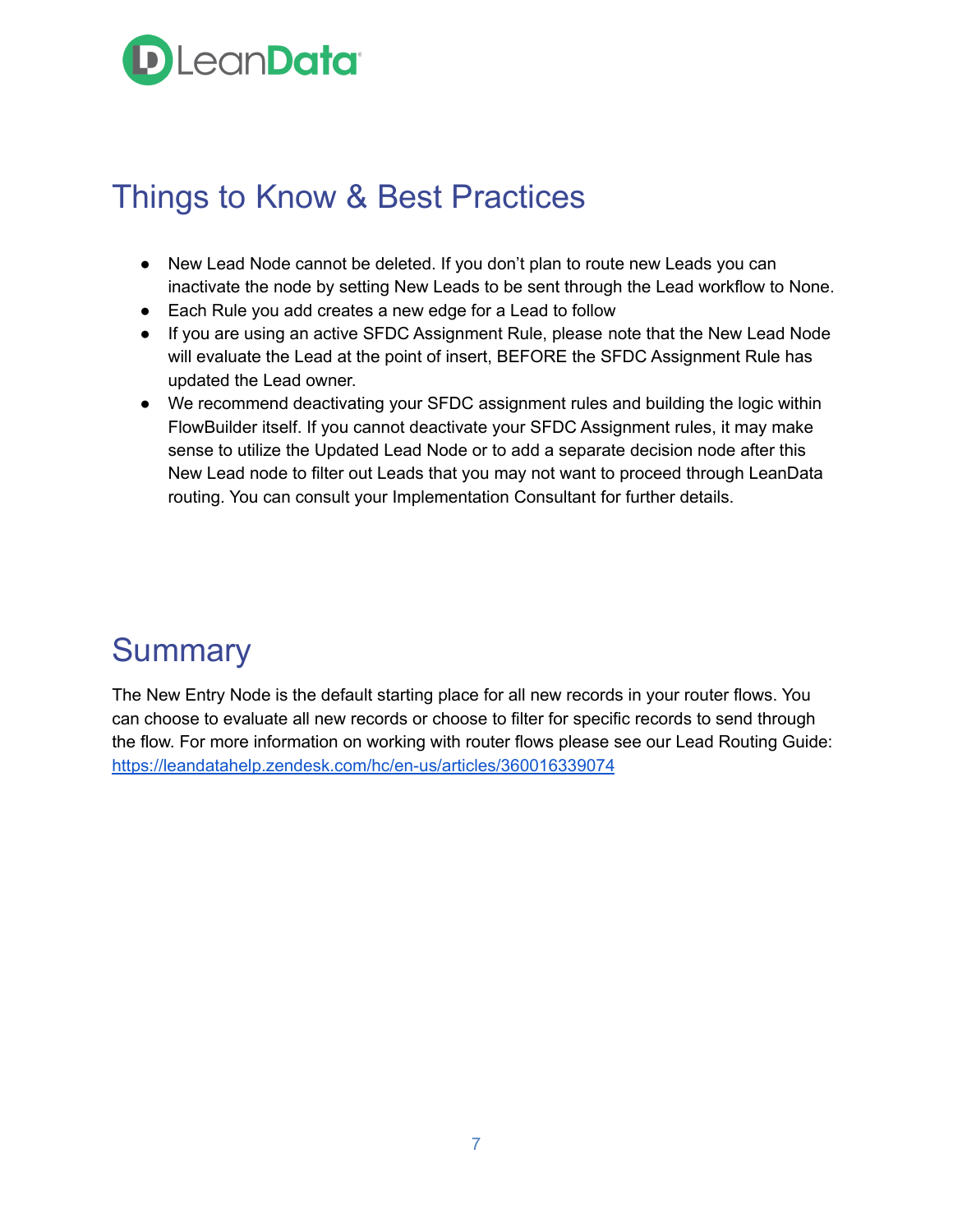## Things to Know & Best Practices

- New Lead Node cannot be deleted. If you don't plan to route new Leads you can inactivate the node by setting New Leads to be sent through the Lead workflow to None.
- Each Rule you add creates a new edge for a Lead to follow
- If you are using an active SFDC Assignment Rule, please note that the New Lead Node will evaluate the Lead at the point of insert, BEFORE the SFDC Assignment Rule has updated the Lead owner.
- We recommend deactivating your SFDC assignment rules and building the logic within FlowBuilder itself. If you cannot deactivate your SFDC Assignment rules, it may make sense to utilize the Updated Lead Node or to add a separate decision node after this New Lead node to filter out Leads that you may not want to proceed through LeanData routing. You can consult your Implementation Consultant for further details.

## Summary

The New Entry Node is the default starting place for all new records in your router flows. You can choose to evaluate all new records or choose to filter for specific records to send through the flow. For more information on working with router flows please see our Lead Routing Guide: https://leandatahelp.zendesk.com/hc/en-us/articles/360016339074